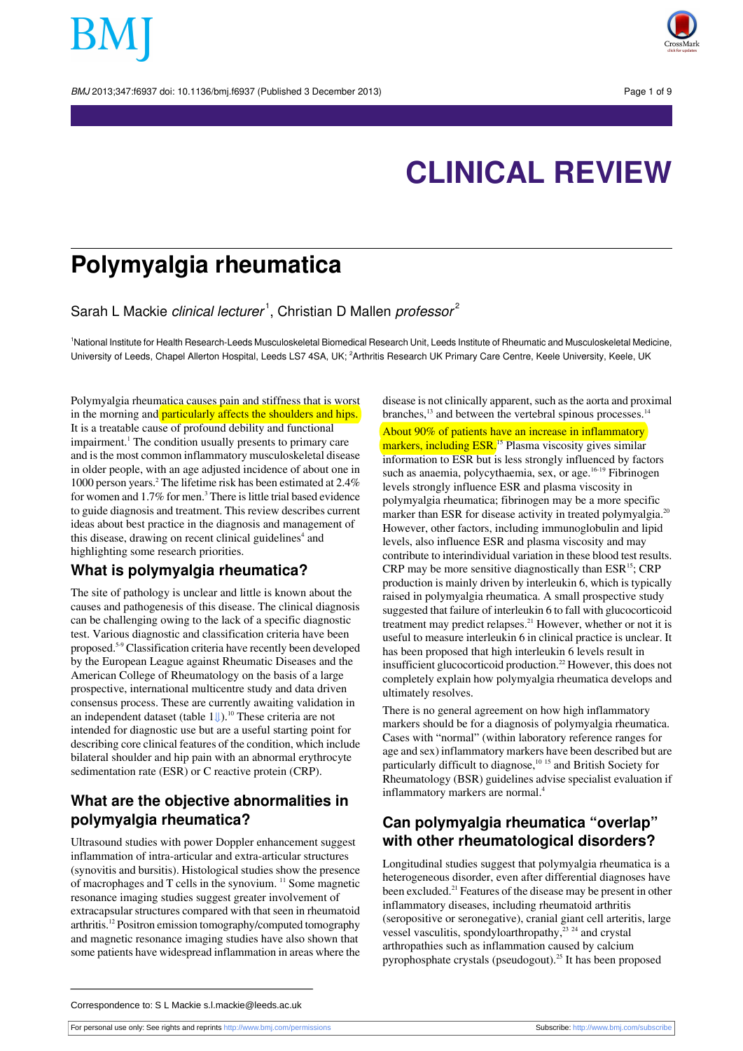# CLINICAL REVIEW

# Polymyalgia rheumatica

Sarah L Mackie *clinical lecturer*[1], Christian D Mallen *professor*[2]

[1]National Institute for Health Research-Leeds Musculoskeletal Biomedical Research Unit, Leeds Institute of Rheumatic and Musculoskeletal Medicine, University of Leeds, Chapel Allerton Hospital, Leeds LS7 4SA, UK; [2]Arthritis Research UK Primary Care Centre, Keele University, Keele, UK

Polymyalgia rheumatica causes pain and stiffness that is worst in the morning and particularly affects the shoulders and hips. It is a treatable cause of profound debility and functional impairment.[1] The condition usually presents to primary care and is the most common inflammatory musculoskeletal disease in older people, with an age adjusted incidence of about one in 1000 person years.[2] The lifetime risk has been estimated at 2.4% for women and 1.7% for men.[3] There is little trial based evidence to guide diagnosis and treatment. This review describes current ideas about best practice in the diagnosis and management of this disease, drawing on recent clinical guidelines[4] and highlighting some research priorities.

## What is polymyalgia rheumatica?

The site of pathology is unclear and little is known about the causes and pathogenesis of this disease. The clinical diagnosis can be challenging owing to the lack of a specific diagnostic test. Various diagnostic and classification criteria have been proposed.[5-9] Classification criteria have recently been developed by the European League against Rheumatic Diseases and the American College of Rheumatology on the basis of a large prospective, international multicentre study and data driven consensus process. These are currently awaiting validation in an independent dataset (table 1⇓).[10] These criteria are not intended for diagnostic use but are a useful starting point for describing core clinical features of the condition, which include bilateral shoulder and hip pain with an abnormal erythrocyte sedimentation rate (ESR) or C reactive protein (CRP).

## What are the objective abnormalities in polymyalgia rheumatica?

Ultrasound studies with power Doppler enhancement suggest inflammation of intra-articular and extra-articular structures (synovitis and bursitis). Histological studies show the presence of macrophages and T cells in the synovium.[11] Some magnetic resonance imaging studies suggest greater involvement of extracapsular structures compared with that seen in rheumatoid arthritis.[12] Positron emission tomography/computed tomography and magnetic resonance imaging studies have also shown that some patients have widespread inflammation in areas where the disease is not clinically apparent, such as the aorta and proximal branches,[13] and between the vertebral spinous processes.[14]

About 90% of patients have an increase in inflammatory markers, including ESR.[15] Plasma viscosity gives similar information to ESR but is less strongly influenced by factors such as anaemia, polycythaemia, sex, or age.[16-19] Fibrinogen levels strongly influence ESR and plasma viscosity in polymyalgia rheumatica; fibrinogen may be a more specific marker than ESR for disease activity in treated polymyalgia.[20] However, other factors, including immunoglobulin and lipid levels, also influence ESR and plasma viscosity and may contribute to interindividual variation in these blood test results. CRP may be more sensitive diagnostically than ESR[15]; CRP production is mainly driven by interleukin 6, which is typically raised in polymyalgia rheumatica. A small prospective study suggested that failure of interleukin 6 to fall with glucocorticoid treatment may predict relapses.[21] However, whether or not it is useful to measure interleukin 6 in clinical practice is unclear. It has been proposed that high interleukin 6 levels result in insufficient glucocorticoid production.[22] However, this does not completely explain how polymyalgia rheumatica develops and ultimately resolves.

There is no general agreement on how high inflammatory markers should be for a diagnosis of polymyalgia rheumatica. Cases with "normal" (within laboratory reference ranges for age and sex) inflammatory markers have been described but are particularly difficult to diagnose,[10 15] and British Society for Rheumatology (BSR) guidelines advise specialist evaluation if inflammatory markers are normal.[4]

## Can polymyalgia rheumatica "overlap" with other rheumatological disorders?

Longitudinal studies suggest that polymyalgia rheumatica is a heterogeneous disorder, even after differential diagnoses have been excluded.[21] Features of the disease may be present in other inflammatory diseases, including rheumatoid arthritis (seropositive or seronegative), cranial giant cell arteritis, large vessel vasculitis, spondyloarthropathy,[23 24] and crystal arthropathies such as inflammation caused by calcium pyrophosphate crystals (pseudogout).[25] It has been proposed

Correspondence to: S L Mackie s.l.mackie@leeds.ac.uk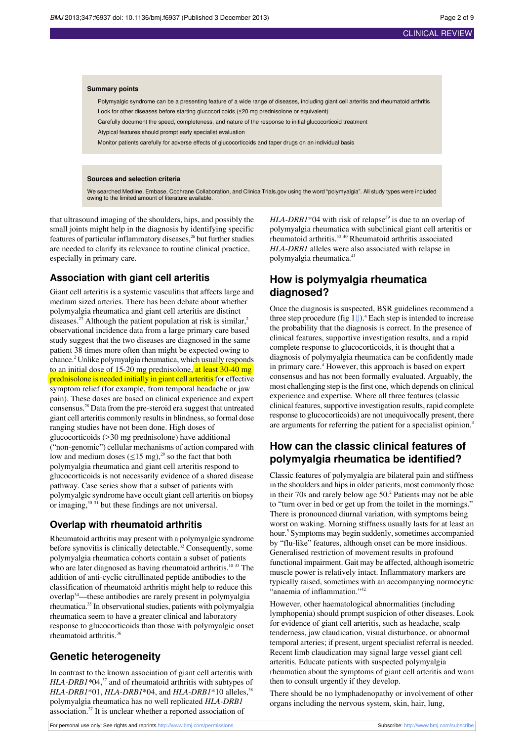**Summary points**

Polymyalgic syndrome can be a presenting feature of a wide range of diseases, including giant cell arteritis and rheumatoid arthritis

Look for other diseases before starting glucocorticoids (≤20 mg prednisolone or equivalent)

Carefully document the speed, completeness, and nature of the response to initial glucocorticoid treatment

Atypical features should prompt early specialist evaluation

Monitor patients carefully for adverse effects of glucocorticoids and taper drugs on an individual basis

**Sources and selection criteria**

We searched Medline, Embase, Cochrane Collaboration, and ClinicalTrials.gov using the word "polymyalgia". All study types were included owing to the limited amount of literature available.

that ultrasound imaging of the shoulders, hips, and possibly the small joints might help in the diagnosis by identifying specific features of particular inflammatory diseases,[26] but further studies are needed to clarify its relevance to routine clinical practice, especially in primary care.

## Association with giant cell arteritis

Giant cell arteritis is a systemic vasculitis that affects large and medium sized arteries. There has been debate about whether polymyalgia rheumatica and giant cell arteritis are distinct diseases.[27] Although the patient population at risk is similar,[2] observational incidence data from a large primary care based study suggest that the two diseases are diagnosed in the same patient 38 times more often than might be expected owing to chance.[2] Unlike polymyalgia rheumatica, which usually responds to an initial dose of 15-20 mg prednisolone, at least 30-40 mg prednisolone is needed initially in giant cell arteritis for effective symptom relief (for example, from temporal headache or jaw pain). These doses are based on clinical experience and expert consensus.[28] Data from the pre-steroid era suggest that untreated giant cell arteritis commonly results in blindness, so formal dose ranging studies have not been done. High doses of glucocorticoids (≥30 mg prednisolone) have additional ("non-genomic") cellular mechanisms of action compared with low and medium doses (≤15 mg),[29] so the fact that both polymyalgia rheumatica and giant cell arteritis respond to glucocorticoids is not necessarily evidence of a shared disease pathway. Case series show that a subset of patients with polymyalgic syndrome have occult giant cell arteritis on biopsy or imaging,[30 31] but these findings are not universal.

## Overlap with rheumatoid arthritis

Rheumatoid arthritis may present with a polymyalgic syndrome before synovitis is clinically detectable.[32] Consequently, some polymyalgia rheumatica cohorts contain a subset of patients who are later diagnosed as having rheumatoid arthritis.[10 33] The addition of anti-cyclic citrullinated peptide antibodies to the classification of rheumatoid arthritis might help to reduce this overlap[34]—these antibodies are rarely present in polymyalgia rheumatica.[35] In observational studies, patients with polymyalgia rheumatica seem to have a greater clinical and laboratory response to glucocorticoids than those with polymyalgic onset rheumatoid arthritis.[36]

## Genetic heterogeneity

In contrast to the known association of giant cell arteritis with *HLA-DRB1*\*04,[37] and of rheumatoid arthritis with subtypes of *HLA-DRB1*\*01, *HLA-DRB1*\*04, and *HLA-DRB1*\*10 alleles,[38] polymyalgia rheumatica has no well replicated *HLA-DRB1* association.[37] It is unclear whether a reported association of *HLA-DRB1*\*04 with risk of relapse[39] is due to an overlap of polymyalgia rheumatica with subclinical giant cell arteritis or rheumatoid arthritis.[33 40] Rheumatoid arthritis associated *HLA-DRB1* alleles were also associated with relapse in polymyalgia rheumatica.[41]

## How is polymyalgia rheumatica diagnosed?

Once the diagnosis is suspected, BSR guidelines recommend a three step procedure (fig 1).[4] Each step is intended to increase the probability that the diagnosis is correct. In the presence of clinical features, supportive investigation results, and a rapid complete response to glucocorticoids, it is thought that a diagnosis of polymyalgia rheumatica can be confidently made in primary care.[4] However, this approach is based on expert consensus and has not been formally evaluated. Arguably, the most challenging step is the first one, which depends on clinical experience and expertise. Where all three features (classic clinical features, supportive investigation results, rapid complete response to glucocorticoids) are not unequivocally present, there are arguments for referring the patient for a specialist opinion.[4]

## How can the classic clinical features of polymyalgia rheumatica be identified?

Classic features of polymyalgia are bilateral pain and stiffness in the shoulders and hips in older patients, most commonly those in their 70s and rarely below age 50.[2] Patients may not be able to "turn over in bed or get up from the toilet in the mornings." There is pronounced diurnal variation, with symptoms being worst on waking. Morning stiffness usually lasts for at least an hour.[5] Symptoms may begin suddenly, sometimes accompanied by "flu-like" features, although onset can be more insidious. Generalised restriction of movement results in profound functional impairment. Gait may be affected, although isometric muscle power is relatively intact. Inflammatory markers are typically raised, sometimes with an accompanying normocytic "anaemia of inflammation."[42]

However, other haematological abnormalities (including lymphopenia) should prompt suspicion of other diseases. Look for evidence of giant cell arteritis, such as headache, scalp tenderness, jaw claudication, visual disturbance, or abnormal temporal arteries; if present, urgent specialist referral is needed. Recent limb claudication may signal large vessel giant cell arteritis. Educate patients with suspected polymyalgia rheumatica about the symptoms of giant cell arteritis and warn then to consult urgently if they develop.

There should be no lymphadenopathy or involvement of other organs including the nervous system, skin, hair, lung,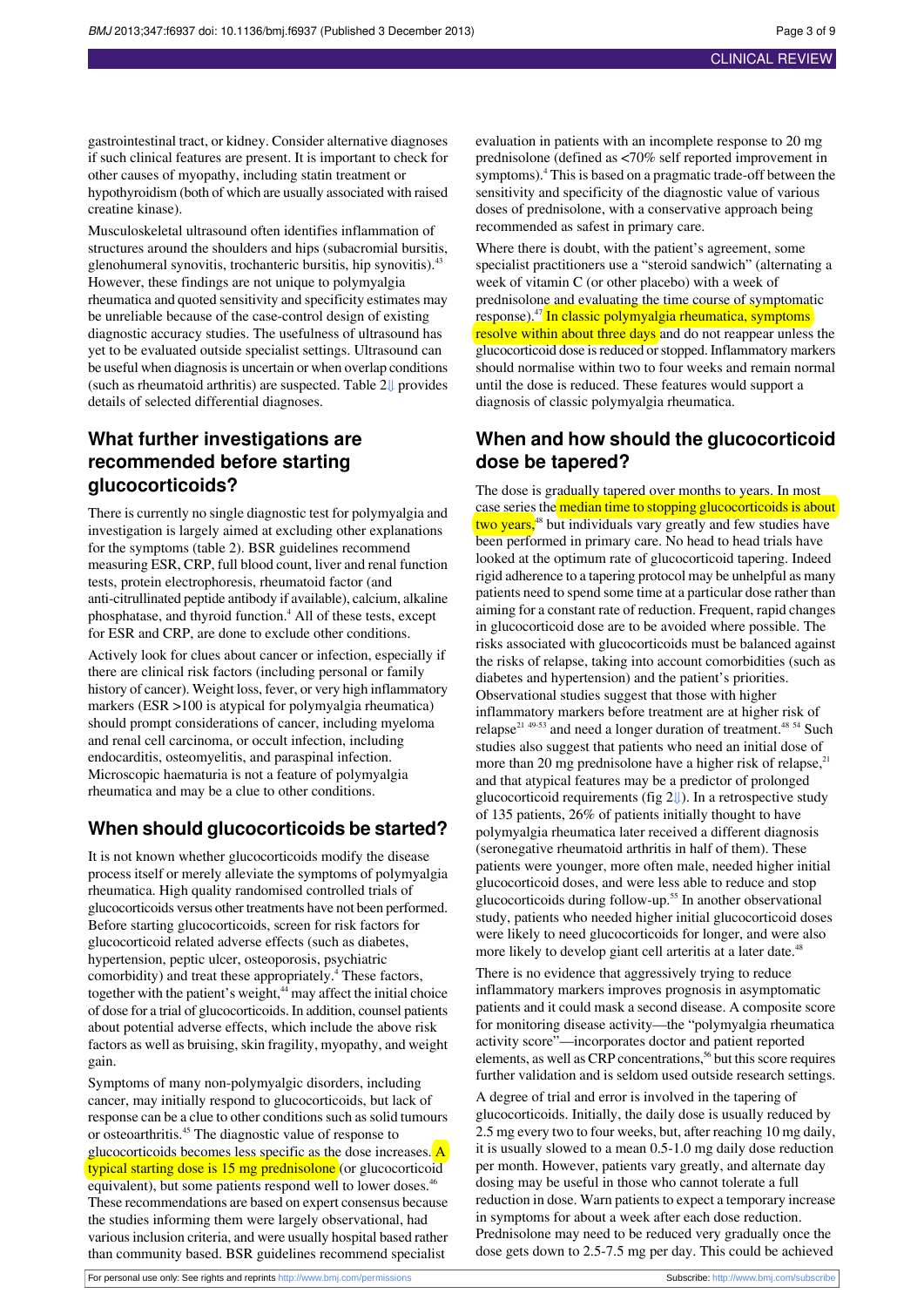gastrointestinal tract, or kidney. Consider alternative diagnoses if such clinical features are present. It is important to check for other causes of myopathy, including statin treatment or hypothyroidism (both of which are usually associated with raised creatine kinase).

Musculoskeletal ultrasound often identifies inflammation of structures around the shoulders and hips (subacromial bursitis, glenohumeral synovitis, trochanteric bursitis, hip synovitis).[43] However, these findings are not unique to polymyalgia rheumatica and quoted sensitivity and specificity estimates may be unreliable because of the case-control design of existing diagnostic accuracy studies. The usefulness of ultrasound has yet to be evaluated outside specialist settings. Ultrasound can be useful when diagnosis is uncertain or when overlap conditions (such as rheumatoid arthritis) are suspected. Table 2 provides details of selected differential diagnoses.

## What further investigations are recommended before starting glucocorticoids?

There is currently no single diagnostic test for polymyalgia and investigation is largely aimed at excluding other explanations for the symptoms (table 2). BSR guidelines recommend measuring ESR, CRP, full blood count, liver and renal function tests, protein electrophoresis, rheumatoid factor (and anti-citrullinated peptide antibody if available), calcium, alkaline phosphatase, and thyroid function.[4] All of these tests, except for ESR and CRP, are done to exclude other conditions.

Actively look for clues about cancer or infection, especially if there are clinical risk factors (including personal or family history of cancer). Weight loss, fever, or very high inflammatory markers (ESR >100 is atypical for polymyalgia rheumatica) should prompt considerations of cancer, including myeloma and renal cell carcinoma, or occult infection, including endocarditis, osteomyelitis, and paraspinal infection. Microscopic haematuria is not a feature of polymyalgia rheumatica and may be a clue to other conditions.

## When should glucocorticoids be started?

It is not known whether glucocorticoids modify the disease process itself or merely alleviate the symptoms of polymyalgia rheumatica. High quality randomised controlled trials of glucocorticoids versus other treatments have not been performed. Before starting glucocorticoids, screen for risk factors for glucocorticoid related adverse effects (such as diabetes, hypertension, peptic ulcer, osteoporosis, psychiatric comorbidity) and treat these appropriately.[4] These factors, together with the patient's weight,[44] may affect the initial choice of dose for a trial of glucocorticoids. In addition, counsel patients about potential adverse effects, which include the above risk factors as well as bruising, skin fragility, myopathy, and weight gain.

Symptoms of many non-polymyalgic disorders, including cancer, may initially respond to glucocorticoids, but lack of response can be a clue to other conditions such as solid tumours or osteoarthritis.[45] The diagnostic value of response to glucocorticoids becomes less specific as the dose increases. A typical starting dose is 15 mg prednisolone (or glucocorticoid equivalent), but some patients respond well to lower doses.[46] These recommendations are based on expert consensus because the studies informing them were largely observational, had various inclusion criteria, and were usually hospital based rather than community based. BSR guidelines recommend specialist evaluation in patients with an incomplete response to 20 mg prednisolone (defined as <70% self reported improvement in symptoms).[4] This is based on a pragmatic trade-off between the sensitivity and specificity of the diagnostic value of various doses of prednisolone, with a conservative approach being recommended as safest in primary care.

Where there is doubt, with the patient's agreement, some specialist practitioners use a "steroid sandwich" (alternating a week of vitamin C (or other placebo) with a week of prednisolone and evaluating the time course of symptomatic response).[47] In classic polymyalgia rheumatica, symptoms resolve within about three days and do not reappear unless the glucocorticoid dose is reduced or stopped. Inflammatory markers should normalise within two to four weeks and remain normal until the dose is reduced. These features would support a diagnosis of classic polymyalgia rheumatica.

## When and how should the glucocorticoid dose be tapered?

The dose is gradually tapered over months to years. In most case series the median time to stopping glucocorticoids is about two years,[48] but individuals vary greatly and few studies have been performed in primary care. No head to head trials have looked at the optimum rate of glucocorticoid tapering. Indeed rigid adherence to a tapering protocol may be unhelpful as many patients need to spend some time at a particular dose rather than aiming for a constant rate of reduction. Frequent, rapid changes in glucocorticoid dose are to be avoided where possible. The risks associated with glucocorticoids must be balanced against the risks of relapse, taking into account comorbidities (such as diabetes and hypertension) and the patient's priorities. Observational studies suggest that those with higher inflammatory markers before treatment are at higher risk of relapse[21 49-53] and need a longer duration of treatment.[48 54] Such studies also suggest that patients who need an initial dose of more than 20 mg prednisolone have a higher risk of relapse,[21] and that atypical features may be a predictor of prolonged glucocorticoid requirements (fig 2). In a retrospective study of 135 patients, 26% of patients initially thought to have polymyalgia rheumatica later received a different diagnosis (seronegative rheumatoid arthritis in half of them). These patients were younger, more often male, needed higher initial glucocorticoid doses, and were less able to reduce and stop glucocorticoids during follow-up.[55] In another observational study, patients who needed higher initial glucocorticoid doses were likely to need glucocorticoids for longer, and were also more likely to develop giant cell arteritis at a later date.[48]

There is no evidence that aggressively trying to reduce inflammatory markers improves prognosis in asymptomatic patients and it could mask a second disease. A composite score for monitoring disease activity—the "polymyalgia rheumatica activity score"—incorporates doctor and patient reported elements, as well as CRP concentrations,[56] but this score requires further validation and is seldom used outside research settings.

A degree of trial and error is involved in the tapering of glucocorticoids. Initially, the daily dose is usually reduced by 2.5 mg every two to four weeks, but, after reaching 10 mg daily, it is usually slowed to a mean 0.5-1.0 mg daily dose reduction per month. However, patients vary greatly, and alternate day dosing may be useful in those who cannot tolerate a full reduction in dose. Warn patients to expect a temporary increase in symptoms for about a week after each dose reduction. Prednisolone may need to be reduced very gradually once the dose gets down to 2.5-7.5 mg per day. This could be achieved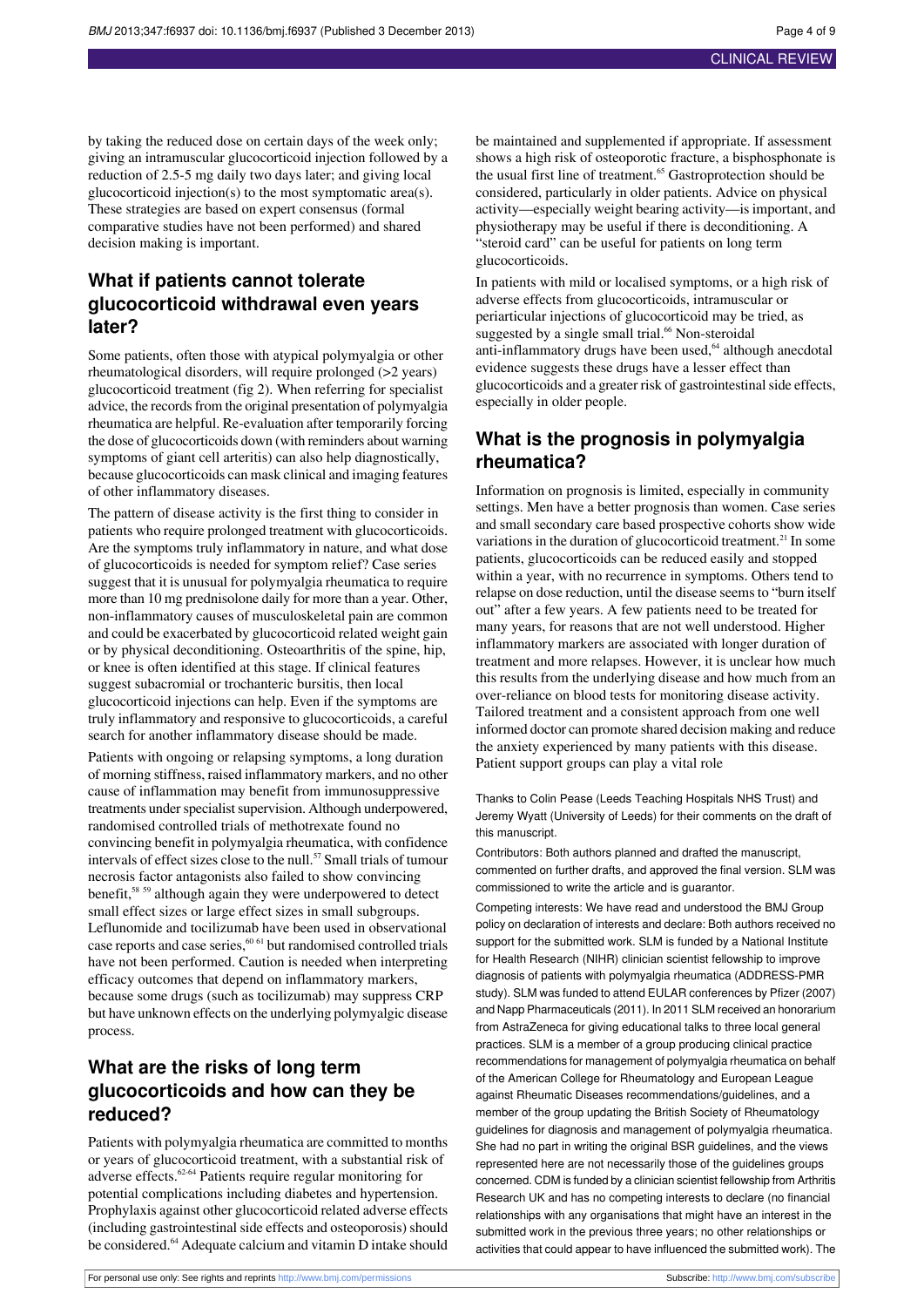by taking the reduced dose on certain days of the week only; giving an intramuscular glucocorticoid injection followed by a reduction of 2.5-5 mg daily two days later; and giving local glucocorticoid injection(s) to the most symptomatic area(s). These strategies are based on expert consensus (formal comparative studies have not been performed) and shared decision making is important.

## What if patients cannot tolerate glucocorticoid withdrawal even years later?

Some patients, often those with atypical polymyalgia or other rheumatological disorders, will require prolonged (>2 years) glucocorticoid treatment (fig 2). When referring for specialist advice, the records from the original presentation of polymyalgia rheumatica are helpful. Re-evaluation after temporarily forcing the dose of glucocorticoids down (with reminders about warning symptoms of giant cell arteritis) can also help diagnostically, because glucocorticoids can mask clinical and imaging features of other inflammatory diseases.

The pattern of disease activity is the first thing to consider in patients who require prolonged treatment with glucocorticoids. Are the symptoms truly inflammatory in nature, and what dose of glucocorticoids is needed for symptom relief? Case series suggest that it is unusual for polymyalgia rheumatica to require more than 10 mg prednisolone daily for more than a year. Other, non-inflammatory causes of musculoskeletal pain are common and could be exacerbated by glucocorticoid related weight gain or by physical deconditioning. Osteoarthritis of the spine, hip, or knee is often identified at this stage. If clinical features suggest subacromial or trochanteric bursitis, then local glucocorticoid injections can help. Even if the symptoms are truly inflammatory and responsive to glucocorticoids, a careful search for another inflammatory disease should be made.

Patients with ongoing or relapsing symptoms, a long duration of morning stiffness, raised inflammatory markers, and no other cause of inflammation may benefit from immunosuppressive treatments under specialist supervision. Although underpowered, randomised controlled trials of methotrexate found no convincing benefit in polymyalgia rheumatica, with confidence intervals of effect sizes close to the null.[57] Small trials of tumour necrosis factor antagonists also failed to show convincing benefit,[58 59] although again they were underpowered to detect small effect sizes or large effect sizes in small subgroups. Leflunomide and tocilizumab have been used in observational case reports and case series,[60 61] but randomised controlled trials have not been performed. Caution is needed when interpreting efficacy outcomes that depend on inflammatory markers, because some drugs (such as tocilizumab) may suppress CRP but have unknown effects on the underlying polymyalgic disease process.

## What are the risks of long term glucocorticoids and how can they be reduced?

Patients with polymyalgia rheumatica are committed to months or years of glucocorticoid treatment, with a substantial risk of adverse effects.[62-64] Patients require regular monitoring for potential complications including diabetes and hypertension. Prophylaxis against other glucocorticoid related adverse effects (including gastrointestinal side effects and osteoporosis) should be considered.[64] Adequate calcium and vitamin D intake should be maintained and supplemented if appropriate. If assessment shows a high risk of osteoporotic fracture, a bisphosphonate is the usual first line of treatment.[65] Gastroprotection should be considered, particularly in older patients. Advice on physical activity—especially weight bearing activity—is important, and physiotherapy may be useful if there is deconditioning. A "steroid card" can be useful for patients on long term glucocorticoids.

In patients with mild or localised symptoms, or a high risk of adverse effects from glucocorticoids, intramuscular or periarticular injections of glucocorticoid may be tried, as suggested by a single small trial.[66] Non-steroidal anti-inflammatory drugs have been used,[64] although anecdotal evidence suggests these drugs have a lesser effect than glucocorticoids and a greater risk of gastrointestinal side effects, especially in older people.

## What is the prognosis in polymyalgia rheumatica?

Information on prognosis is limited, especially in community settings. Men have a better prognosis than women. Case series and small secondary care based prospective cohorts show wide variations in the duration of glucocorticoid treatment.[21] In some patients, glucocorticoids can be reduced easily and stopped within a year, with no recurrence in symptoms. Others tend to relapse on dose reduction, until the disease seems to "burn itself out" after a few years. A few patients need to be treated for many years, for reasons that are not well understood. Higher inflammatory markers are associated with longer duration of treatment and more relapses. However, it is unclear how much this results from the underlying disease and how much from an over-reliance on blood tests for monitoring disease activity. Tailored treatment and a consistent approach from one well informed doctor can promote shared decision making and reduce the anxiety experienced by many patients with this disease. Patient support groups can play a vital role

Thanks to Colin Pease (Leeds Teaching Hospitals NHS Trust) and Jeremy Wyatt (University of Leeds) for their comments on the draft of this manuscript.

Contributors: Both authors planned and drafted the manuscript, commented on further drafts, and approved the final version. SLM was commissioned to write the article and is guarantor.

Competing interests: We have read and understood the BMJ Group policy on declaration of interests and declare: Both authors received no support for the submitted work. SLM is funded by a National Institute for Health Research (NIHR) clinician scientist fellowship to improve diagnosis of patients with polymyalgia rheumatica (ADDRESS-PMR study). SLM was funded to attend EULAR conferences by Pfizer (2007) and Napp Pharmaceuticals (2011). In 2011 SLM received an honorarium from AstraZeneca for giving educational talks to three local general practices. SLM is a member of a group producing clinical practice recommendations for management of polymyalgia rheumatica on behalf of the American College for Rheumatology and European League against Rheumatic Diseases recommendations/guidelines, and a member of the group updating the British Society of Rheumatology guidelines for diagnosis and management of polymyalgia rheumatica. She had no part in writing the original BSR guidelines, and the views represented here are not necessarily those of the guidelines groups concerned. CDM is funded by a clinician scientist fellowship from Arthritis Research UK and has no competing interests to declare (no financial relationships with any organisations that might have an interest in the submitted work in the previous three years; no other relationships or activities that could appear to have influenced the submitted work). The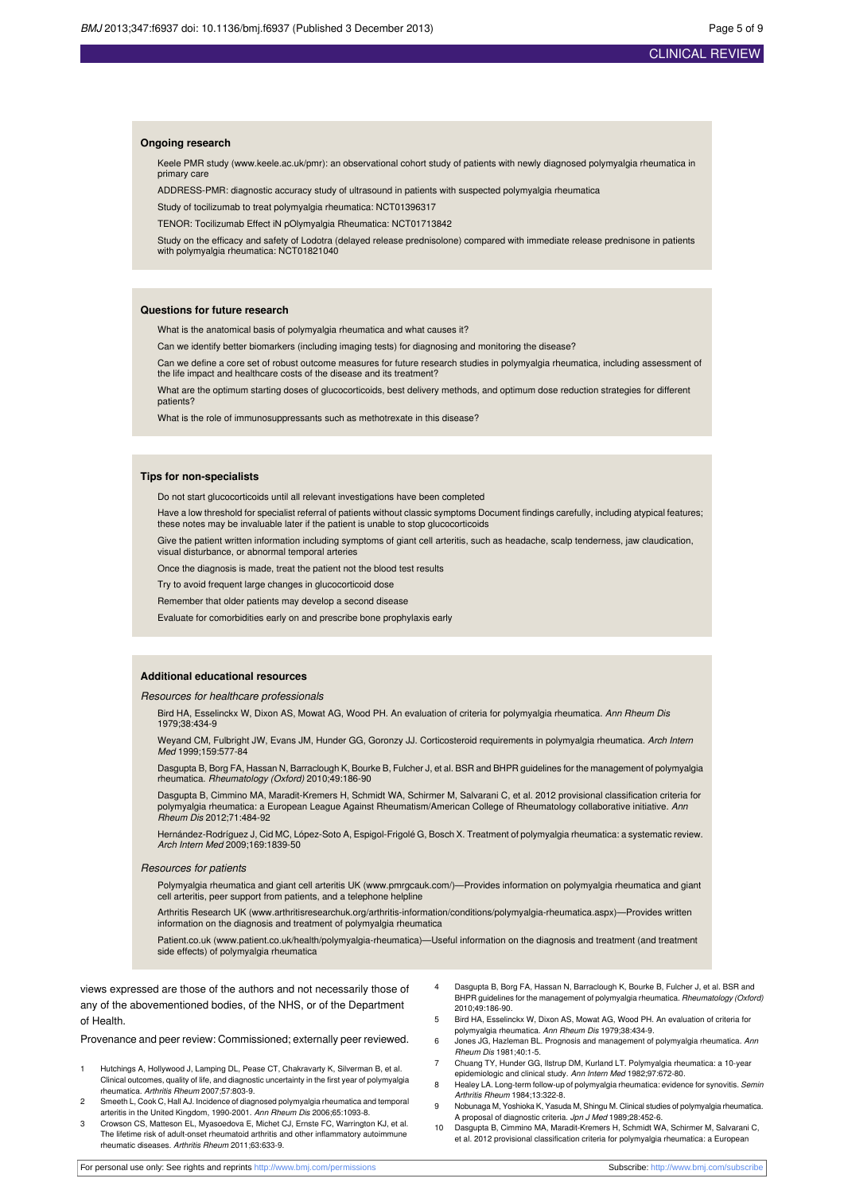### Ongoing research

Keele PMR study (www.keele.ac.uk/pmr): an observational cohort study of patients with newly diagnosed polymyalgia rheumatica in primary care

ADDRESS-PMR: diagnostic accuracy study of ultrasound in patients with suspected polymyalgia rheumatica

Study of tocilizumab to treat polymyalgia rheumatica: NCT01396317

TENOR: Tocilizumab Effect iN pOlymyalgia Rheumatica: NCT01713842

Study on the efficacy and safety of Lodotra (delayed release prednisolone) compared with immediate release prednisone in patients with polymyalgia rheumatica: NCT01821040

### Questions for future research

What is the anatomical basis of polymyalgia rheumatica and what causes it?

Can we identify better biomarkers (including imaging tests) for diagnosing and monitoring the disease?

Can we define a core set of robust outcome measures for future research studies in polymyalgia rheumatica, including assessment of the life impact and healthcare costs of the disease and its treatment?

What are the optimum starting doses of glucocorticoids, best delivery methods, and optimum dose reduction strategies for different patients?

What is the role of immunosuppressants such as methotrexate in this disease?

### Tips for non-specialists

Do not start glucocorticoids until all relevant investigations have been completed

Have a low threshold for specialist referral of patients without classic symptoms Document findings carefully, including atypical features; these notes may be invaluable later if the patient is unable to stop glucocorticoids

Give the patient written information including symptoms of giant cell arteritis, such as headache, scalp tenderness, jaw claudication, visual disturbance, or abnormal temporal arteries

Once the diagnosis is made, treat the patient not the blood test results

Try to avoid frequent large changes in glucocorticoid dose

Remember that older patients may develop a second disease

Evaluate for comorbidities early on and prescribe bone prophylaxis early

### Additional educational resources

*Resources for healthcare professionals*

Bird HA, Esselinckx W, Dixon AS, Mowat AG, Wood PH. An evaluation of criteria for polymyalgia rheumatica. *Ann Rheum Dis* 1979;38:434-9

Weyand CM, Fulbright JW, Evans JM, Hunder GG, Goronzy JJ. Corticosteroid requirements in polymyalgia rheumatica. *Arch Intern Med* 1999;159:577-84

Dasgupta B, Borg FA, Hassan N, Barraclough K, Bourke B, Fulcher J, et al. BSR and BHPR guidelines for the management of polymyalgia rheumatica. *Rheumatology (Oxford)* 2010;49:186-90

Dasgupta B, Cimmino MA, Maradit-Kremers H, Schmidt WA, Schirmer M, Salvarani C, et al. 2012 provisional classification criteria for polymyalgia rheumatica: a European League Against Rheumatism/American College of Rheumatology collaborative initiative. *Ann Rheum Dis* 2012;71:484-92

Hernández-Rodríguez J, Cid MC, López-Soto A, Espigol-Frigolé G, Bosch X. Treatment of polymyalgia rheumatica: a systematic review. *Arch Intern Med* 2009;169:1839-50

*Resources for patients*

Polymyalgia rheumatica and giant cell arteritis UK (www.pmrgcauk.com/)—Provides information on polymyalgia rheumatica and giant cell arteritis, peer support from patients, and a telephone helpline

Arthritis Research UK (www.arthritisresearchuk.org/arthritis-information/conditions/polymyalgia-rheumatica.aspx)—Provides written information on the diagnosis and treatment of polymyalgia rheumatica

Patient.co.uk (www.patient.co.uk/health/polymyalgia-rheumatica)—Useful information on the diagnosis and treatment (and treatment side effects) of polymyalgia rheumatica

views expressed are those of the authors and not necessarily those of any of the abovementioned bodies, of the NHS, or of the Department of Health.

Provenance and peer review: Commissioned; externally peer reviewed.

1. Hutchings A, Hollywood J, Lamping DL, Pease CT, Chakravarty K, Silverman B, et al. Clinical outcomes, quality of life, and diagnostic uncertainty in the first year of polymyalgia rheumatica. *Arthritis Rheum* 2007;57:803-9.
2. Smeeth L, Cook C, Hall AJ. Incidence of diagnosed polymyalgia rheumatica and temporal arteritis in the United Kingdom, 1990-2001. *Ann Rheum Dis* 2006;65:1093-8.
3. Crowson CS, Matteson EL, Myasoedova E, Michet CJ, Ernste FC, Warrington KJ, et al. The lifetime risk of adult-onset rheumatoid arthritis and other inflammatory autoimmune rheumatic diseases. *Arthritis Rheum* 2011;63:633-9.
4. Dasgupta B, Borg FA, Hassan N, Barraclough K, Bourke B, Fulcher J, et al. BSR and BHPR guidelines for the management of polymyalgia rheumatica. *Rheumatology (Oxford)* 2010;49:186-90.
5. Bird HA, Esselinckx W, Dixon AS, Mowat AG, Wood PH. An evaluation of criteria for polymyalgia rheumatica. *Ann Rheum Dis* 1979;38:434-9.
6. Jones JG, Hazleman BL. Prognosis and management of polymyalgia rheumatica. *Ann Rheum Dis* 1981;40:1-5.
7. Chuang TY, Hunder GG, Ilstrup DM, Kurland LT. Polymyalgia rheumatica: a 10-year epidemiologic and clinical study. *Ann Intern Med* 1982;97:672-80.
8. Healey LA. Long-term follow-up of polymyalgia rheumatica: evidence for synovitis. *Semin Arthritis Rheum* 1984;13:322-8.
9. Nobunaga M, Yoshioka K, Yasuda M, Shingu M. Clinical studies of polymyalgia rheumatica. A proposal of diagnostic criteria. *Jpn J Med* 1989;28:452-6.
10. Dasgupta B, Cimmino MA, Maradit-Kremers H, Schmidt WA, Schirmer M, Salvarani C, et al. 2012 provisional classification criteria for polymyalgia rheumatica: a European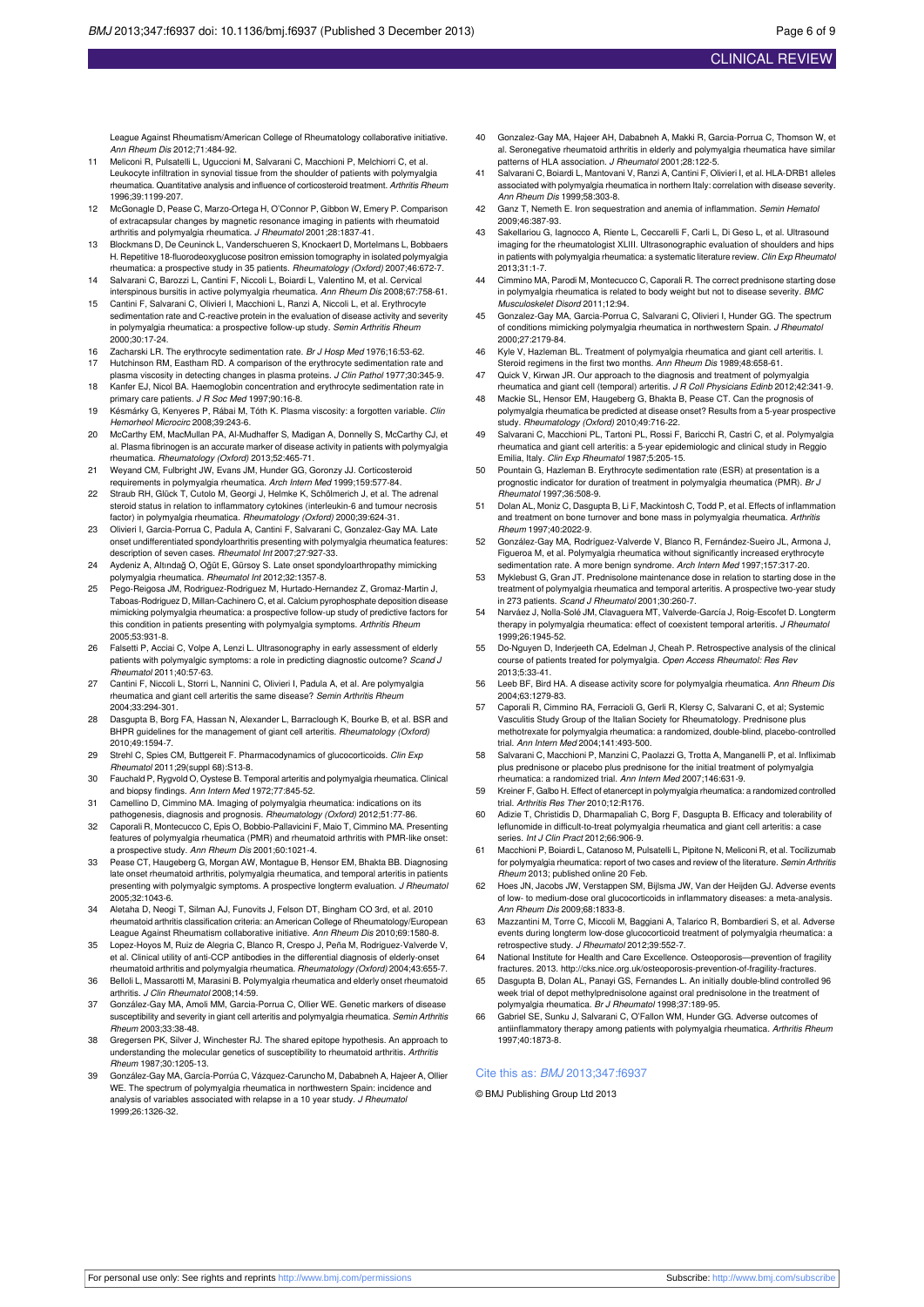League Against Rheumatism/American College of Rheumatology collaborative initiative. *Ann Rheum Dis* 2012;71:484-92.

11. Meliconi R, Pulsatelli L, Uguccioni M, Salvarani C, Macchioni P, Melchiorri C, et al. Leukocyte infiltration in synovial tissue from the shoulder of patients with polymyalgia rheumatica. Quantitative analysis and influence of corticosteroid treatment. *Arthritis Rheum* 1996;39:1199-207.
12. McGonagle D, Pease C, Marzo-Ortega H, O'Connor P, Gibbon W, Emery P. Comparison of extracapsular changes by magnetic resonance imaging in patients with rheumatoid arthritis and polymyalgia rheumatica. *J Rheumatol* 2001;28:1837-41.
13. Blockmans D, De Ceuninck L, Vanderschueren S, Knockaert D, Mortelmans L, Bobbaers H. Repetitive 18-fluorodeoxyglucose positron emission tomography in isolated polymyalgia rheumatica: a prospective study in 35 patients. *Rheumatology (Oxford)* 2007;46:672-7.
14. Salvarani C, Barozzi L, Cantini F, Niccoli L, Boiardi L, Valentino M, et al. Cervical interspinous bursitis in active polymyalgia rheumatica. *Ann Rheum Dis* 2008;67:758-61.
15. Cantini F, Salvarani C, Olivieri I, Macchioni L, Ranzi A, Niccoli L, et al. Erythrocyte sedimentation rate and C-reactive protein in the evaluation of disease activity and severity in polymyalgia rheumatica: a prospective follow-up study. *Semin Arthritis Rheum* 2000;30:17-24.
16. Zacharski LR. The erythrocyte sedimentation rate. *Br J Hosp Med* 1976;16:53-62.
17. Hutchinson RM, Eastham RD. A comparison of the erythrocyte sedimentation rate and plasma viscosity in detecting changes in plasma proteins. *J Clin Pathol* 1977;30:345-9.
18. Kanfer EJ, Nicol BA. Haemoglobin concentration and erythrocyte sedimentation rate in primary care patients. *J R Soc Med* 1997;90:16-8.
19. Késmárky G, Kenyeres P, Rábai M, Tóth K. Plasma viscosity: a forgotten variable. *Clin Hemorheol Microcirc* 2008;39:243-6.
20. McCarthy EM, MacMullan PA, Al-Mudhaffer S, Madigan A, Donnelly S, McCarthy CJ, et al. Plasma fibrinogen is an accurate marker of disease activity in patients with polymyalgia rheumatica. *Rheumatology (Oxford)* 2013;52:465-71.
21. Weyand CM, Fulbright JW, Evans JM, Hunder GG, Goronzy JJ. Corticosteroid requirements in polymyalgia rheumatica. *Arch Intern Med* 1999;159:577-84.
22. Straub RH, Glück T, Cutolo M, Georgi J, Helmke K, Schölmerich J, et al. The adrenal steroid status in relation to inflammatory cytokines (interleukin-6 and tumour necrosis factor) in polymyalgia rheumatica. *Rheumatology (Oxford)* 2000;39:624-31.
23. Olivieri I, Garcia-Porrua C, Padula A, Cantini F, Salvarani C, Gonzalez-Gay MA. Late onset undifferentiated spondyloarthritis presenting with polymyalgia rheumatica features: description of seven cases. *Rheumatol Int* 2007;27:927-33.
24. Aydeniz A, Altındağ O, Oğüt E, Gürsoy S. Late onset spondyloarthropathy mimicking polymyalgia rheumatica. *Rheumatol Int* 2012;32:1357-8.
25. Pego-Reigosa JM, Rodriguez-Rodriguez M, Hurtado-Hernandez Z, Gromaz-Martin J, Taboas-Rodriguez D, Millan-Cachinero C, et al. Calcium pyrophosphate deposition disease mimicking polymyalgia rheumatica: a prospective follow-up study of predictive factors for this condition in patients presenting with polymyalgia symptoms. *Arthritis Rheum* 2005;53:931-8.
26. Falsetti P, Acciai C, Volpe A, Lenzi L. Ultrasonography in early assessment of elderly patients with polymyalgic symptoms: a role in predicting diagnostic outcome? *Scand J Rheumatol* 2011;40:57-63.
27. Cantini F, Niccoli L, Storri L, Nannini C, Olivieri I, Padula A, et al. Are polymyalgia rheumatica and giant cell arteritis the same disease? *Semin Arthritis Rheum* 2004;33:294-301.
28. Dasgupta B, Borg FA, Hassan N, Alexander L, Barraclough K, Bourke B, et al. BSR and BHPR guidelines for the management of giant cell arteritis. *Rheumatology (Oxford)* 2010;49:1594-7.
29. Strehl C, Spies CM, Buttgereit F. Pharmacodynamics of glucocorticoids. *Clin Exp Rheumatol* 2011;29(suppl 68):S13-8.
30. Fauchald P, Rygvold O, Oystese B. Temporal arteritis and polymyalgia rheumatica. Clinical and biopsy findings. *Ann Intern Med* 1972;77:845-52.
31. Camellino D, Cimmino MA. Imaging of polymyalgia rheumatica: indications on its pathogenesis, diagnosis and prognosis. *Rheumatology (Oxford)* 2012;51:77-86.
32. Caporali R, Montecucco C, Epis O, Bobbio-Pallavicini F, Maio T, Cimmino MA. Presenting features of polymyalgia rheumatica (PMR) and rheumatoid arthritis with PMR-like onset: a prospective study. *Ann Rheum Dis* 2001;60:1021-4.
33. Pease CT, Haugeberg G, Morgan AW, Montague B, Hensor EM, Bhakta BB. Diagnosing late onset rheumatoid arthritis, polymyalgia rheumatica, and temporal arteritis in patients presenting with polymyalgic symptoms. A prospective longterm evaluation. *J Rheumatol* 2005;32:1043-6.
34. Aletaha D, Neogi T, Silman AJ, Funovits J, Felson DT, Bingham CO 3rd, et al. 2010 rheumatoid arthritis classification criteria: an American College of Rheumatology/European League Against Rheumatism collaborative initiative. *Ann Rheum Dis* 2010;69:1580-8.
35. Lopez-Hoyos M, Ruiz de Alegria C, Blanco R, Crespo J, Peña M, Rodriguez-Valverde V, et al. Clinical utility of anti-CCP antibodies in the differential diagnosis of elderly-onset rheumatoid arthritis and polymyalgia rheumatica. *Rheumatology (Oxford)* 2004;43:655-7.
36. Belloli L, Massarotti M, Marasini B. Polymyalgia rheumatica and elderly onset rheumatoid arthritis. *J Clin Rheumatol* 2008;14:59.
37. González-Gay MA, Amoli MM, Garcia-Porrua C, Ollier WE. Genetic markers of disease susceptibility and severity in giant cell arteritis and polymyalgia rheumatica. *Semin Arthritis Rheum* 2003;33:38-48.
38. Gregersen PK, Silver J, Winchester RJ. The shared epitope hypothesis. An approach to understanding the molecular genetics of susceptibility to rheumatoid arthritis. *Arthritis Rheum* 1987;30:1205-13.
39. González-Gay MA, García-Porrúa C, Vázquez-Caruncho M, Dababneh A, Hajeer A, Ollier WE. The spectrum of polymyalgia rheumatica in northwestern Spain: incidence and analysis of variables associated with relapse in a 10 year study. *J Rheumatol* 1999;26:1326-32.
40. Gonzalez-Gay MA, Hajeer AH, Dababneh A, Makki R, Garcia-Porrua C, Thomson W, et al. Seronegative rheumatoid arthritis in elderly and polymyalgia rheumatica have similar patterns of HLA association. *J Rheumatol* 2001;28:122-5.
41. Salvarani C, Boiardi L, Mantovani V, Ranzi A, Cantini F, Olivieri I, et al. HLA-DRB1 alleles associated with polymyalgia rheumatica in northern Italy: correlation with disease severity. *Ann Rheum Dis* 1999;58:303-8.
42. Ganz T, Nemeth E. Iron sequestration and anemia of inflammation. *Semin Hematol* 2009;46:387-93.
43. Sakellariou G, Iagnocco A, Riente L, Ceccarelli F, Carli L, Di Geso L, et al. Ultrasound imaging for the rheumatologist XLIII. Ultrasonographic evaluation of shoulders and hips in patients with polymyalgia rheumatica: a systematic literature review. *Clin Exp Rheumatol* 2013;31:1-7.
44. Cimmino MA, Parodi M, Montecucco C, Caporali R. The correct prednisone starting dose in polymyalgia rheumatica is related to body weight but not to disease severity. *BMC Musculoskelet Disord* 2011;12:94.
45. Gonzalez-Gay MA, Garcia-Porrua C, Salvarani C, Olivieri I, Hunder GG. The spectrum of conditions mimicking polymyalgia rheumatica in northwestern Spain. *J Rheumatol* 2000;27:2179-84.
46. Kyle V, Hazleman BL. Treatment of polymyalgia rheumatica and giant cell arteritis. I. Steroid regimens in the first two months. *Ann Rheum Dis* 1989;48:658-61.
47. Quick V, Kirwan JR. Our approach to the diagnosis and treatment of polymyalgia rheumatica and giant cell (temporal) arteritis. *J R Coll Physicians Edinb* 2012;42:341-9.
48. Mackie SL, Hensor EM, Haugeberg G, Bhakta B, Pease CT. Can the prognosis of polymyalgia rheumatica be predicted at disease onset? Results from a 5-year prospective study. *Rheumatology (Oxford)* 2010;49:716-22.
49. Salvarani C, Macchioni PL, Tartoni PL, Rossi F, Baricchi R, Castri C, et al. Polymyalgia rheumatica and giant cell arteritis: a 5-year epidemiologic and clinical study in Reggio Emilia, Italy. *Clin Exp Rheumatol* 1987;5:205-15.
50. Pountain G, Hazleman B. Erythrocyte sedimentation rate (ESR) at presentation is a prognostic indicator for duration of treatment in polymyalgia rheumatica (PMR). *Br J Rheumatol* 1997;36:508-9.
51. Dolan AL, Moniz C, Dasgupta B, Li F, Mackintosh C, Todd P, et al. Effects of inflammation and treatment on bone turnover and bone mass in polymyalgia rheumatica. *Arthritis Rheum* 1997;40:2022-9.
52. González-Gay MA, Rodríguez-Valverde V, Blanco R, Fernández-Sueiro JL, Armona J, Figueroa M, et al. Polymyalgia rheumatica without significantly increased erythrocyte sedimentation rate. A more benign syndrome. *Arch Intern Med* 1997;157:317-20.
53. Myklebust G, Gran JT. Prednisolone maintenance dose in relation to starting dose in the treatment of polymyalgia rheumatica and temporal arteritis. A prospective two-year study in 273 patients. *Scand J Rheumatol* 2001;30:260-7.
54. Narváez J, Nolla-Solé JM, Clavaguera MT, Valverde-García J, Roig-Escofet D. Longterm therapy in polymyalgia rheumatica: effect of coexistent temporal arteritis. *J Rheumatol* 1999;26:1945-52.
55. Do-Nguyen D, Inderjeeth CA, Edelman J, Cheah P. Retrospective analysis of the clinical course of patients treated for polymyalgia. *Open Access Rheumatol: Res Rev* 2013;5:33-41.
56. Leeb BF, Bird HA. A disease activity score for polymyalgia rheumatica. *Ann Rheum Dis* 2004;63:1279-83.
57. Caporali R, Cimmino MA, Ferraccioli G, Gerli R, Klersy C, Salvarani C, et al; Systemic Vasculitis Study Group of the Italian Society for Rheumatology. Prednisone plus methotrexate for polymyalgia rheumatica: a randomized, double-blind, placebo-controlled trial. *Ann Intern Med* 2004;141:493-500.
58. Salvarani C, Macchioni P, Manzini C, Paolazzi G, Trotta A, Manganelli P, et al. Infliximab plus prednisone or placebo plus prednisone for the initial treatment of polymyalgia rheumatica: a randomized trial. *Ann Intern Med* 2007;146:631-9.
59. Kreiner F, Galbo H. Effect of etanercept in polymyalgia rheumatica: a randomized controlled trial. *Arthritis Res Ther* 2010;12:R176.
60. Adizie T, Christidis D, Dharmapaliah C, Borg F, Dasgupta B. Efficacy and tolerability of leflunomide in difficult-to-treat polymyalgia rheumatica and giant cell arteritis: a case series. *Int J Clin Pract* 2012;66:906-9.
61. Macchioni P, Boiardi L, Catanoso M, Pulsatelli L, Pipitone N, Meliconi R, et al. Tocilizumab for polymyalgia rheumatica: report of two cases and review of the literature. *Semin Arthritis Rheum* 2013; published online 20 Feb.
62. Hoes JN, Jacobs JW, Verstappen SM, Bijlsma JW, Van der Heijden GJ. Adverse events of low- to medium-dose oral glucocorticoids in inflammatory diseases: a meta-analysis. *Ann Rheum Dis* 2009;68:1833-8.
63. Mazzantini M, Torre C, Miccoli M, Baggiani A, Talarico R, Bombardieri S, et al. Adverse events during longterm low-dose glucocorticoid treatment of polymyalgia rheumatica: a retrospective study. *J Rheumatol* 2012;39:552-7.
64. National Institute for Health and Care Excellence. Osteoporosis—prevention of fragility fractures. 2013. http://cks.nice.org.uk/osteoporosis-prevention-of-fragility-fractures.
65. Dasgupta B, Dolan AL, Panayi GS, Fernandes L. An initially double-blind controlled 96 week trial of depot methylprednisolone against oral prednisolone in the treatment of polymyalgia rheumatica. *Br J Rheumatol* 1998;37:189-95.
66. Gabriel SE, Sunku J, Salvarani C, O'Fallon WM, Hunder GG. Adverse outcomes of antiinflammatory therapy among patients with polymyalgia rheumatica. *Arthritis Rheum* 1997;40:1873-8.

Cite this as: *BMJ* 2013;347:f6937

© BMJ Publishing Group Ltd 2013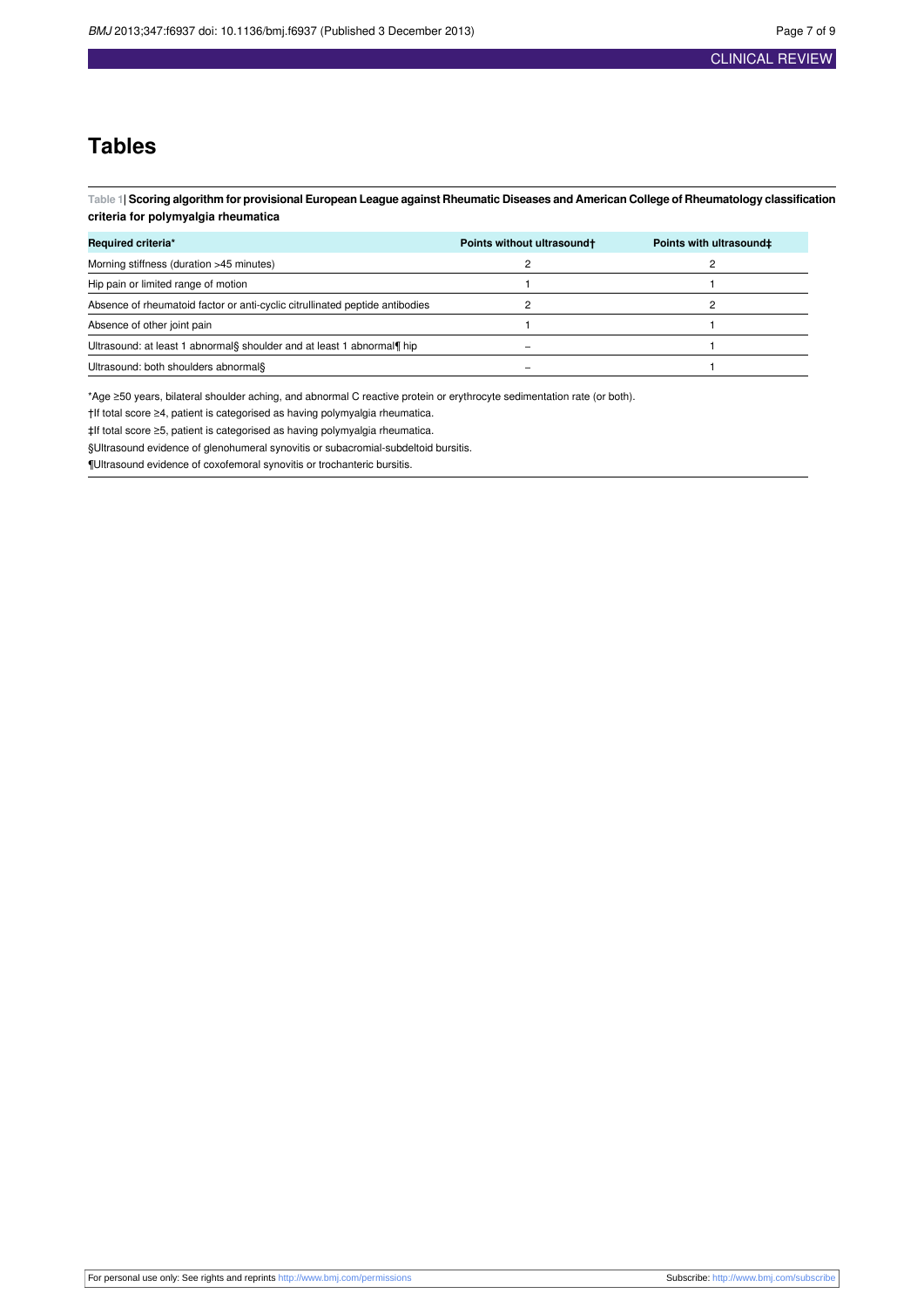# Tables

**Table 1| Scoring algorithm for provisional European League against Rheumatic Diseases and American College of Rheumatology classification criteria for polymyalgia rheumatica**

| Required criteria* | Points without ultrasound† | Points with ultrasound‡ |
|---|---|---|
| Morning stiffness (duration >45 minutes) | 2 | 2 |
| Hip pain or limited range of motion | 1 | 1 |
| Absence of rheumatoid factor or anti-cyclic citrullinated peptide antibodies | 2 | 2 |
| Absence of other joint pain | 1 | 1 |
| Ultrasound: at least 1 abnormal§ shoulder and at least 1 abnormal¶ hip | – | 1 |
| Ultrasound: both shoulders abnormal§ | – | 1 |

*Age ≥50 years, bilateral shoulder aching, and abnormal C reactive protein or erythrocyte sedimentation rate (or both).

†If total score ≥4, patient is categorised as having polymyalgia rheumatica.

‡If total score ≥5, patient is categorised as having polymyalgia rheumatica.

§Ultrasound evidence of glenohumeral synovitis or subacromial-subdeltoid bursitis.

¶Ultrasound evidence of coxofemoral synovitis or trochanteric bursitis.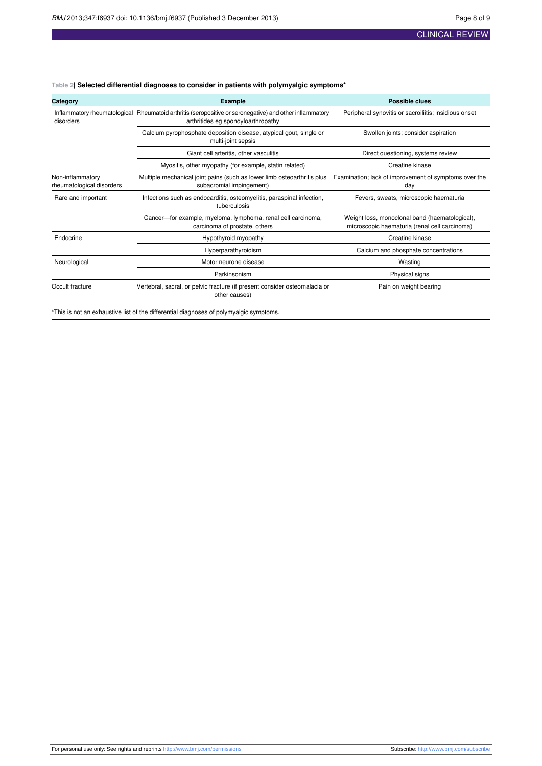**Table 2| Selected differential diagnoses to consider in patients with polymyalgic symptoms***

| Category | Example | Possible clues |
|---|---|---|
| Inflammatory rheumatological disorders | Rheumatoid arthritis (seropositive or seronegative) and other inflammatory arthritides eg spondyloarthropathy | Peripheral synovitis or sacroiliitis; insidious onset |
| | Calcium pyrophosphate deposition disease, atypical gout, single or multi-joint sepsis | Swollen joints; consider aspiration |
| | Giant cell arteritis, other vasculitis | Direct questioning, systems review |
| | Myositis, other myopathy (for example, statin related) | Creatine kinase |
| Non-inflammatory rheumatological disorders | Multiple mechanical joint pains (such as lower limb osteoarthritis plus subacromial impingement) | Examination; lack of improvement of symptoms over the day |
| Rare and important | Infections such as endocarditis, osteomyelitis, paraspinal infection, tuberculosis | Fevers, sweats, microscopic haematuria |
| | Cancer—for example, myeloma, lymphoma, renal cell carcinoma, carcinoma of prostate, others | Weight loss, monoclonal band (haematological), microscopic haematuria (renal cell carcinoma) |
| Endocrine | Hypothyroid myopathy | Creatine kinase |
| | Hyperparathyroidism | Calcium and phosphate concentrations |
| Neurological | Motor neurone disease | Wasting |
| | Parkinsonism | Physical signs |
| Occult fracture | Vertebral, sacral, or pelvic fracture (if present consider osteomalacia or other causes) | Pain on weight bearing |

*This is not an exhaustive list of the differential diagnoses of polymyalgic symptoms.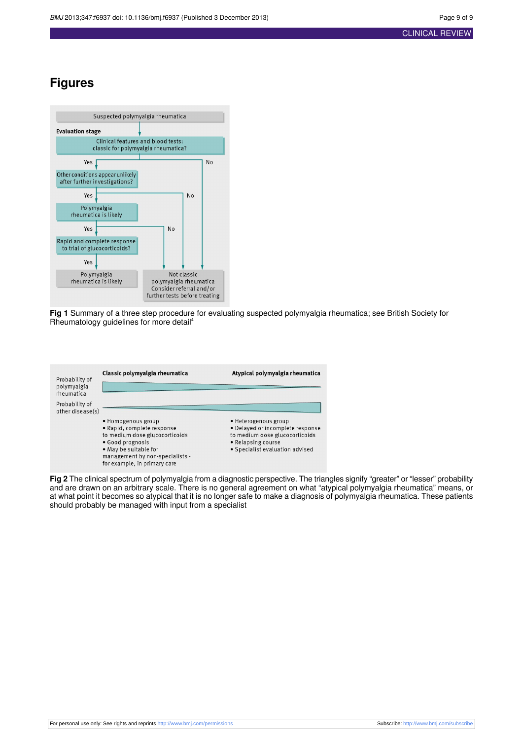# Figures

Suspected polymyalgia rheumatica

Evaluation stage

Clinical features and blood tests: classic for polymyalgia rheumatica?

Yes

No

Other conditions appear unlikely after further investigations?

Yes

No

Polymyalgia rheumatica is likely

Yes

No

Rapid and complete response to trial of glucocorticoids?

Yes

Polymyalgia rheumatica is likely

Not classic polymyalgia rheumatica Consider referral and/or further tests before treating

**Fig 1** Summary of a three step procedure for evaluating suspected polymyalgia rheumatica; see British Society for Rheumatology guidelines for more detail[4]

Classic polymyalgia rheumatica

Atypical polymyalgia rheumatica

Probability of polymyalgia rheumatica

Probability of other disease(s)

- Homogenous group
- Rapid, complete response to medium dose glucocorticoids
- Good prognosis
- May be suitable for management by non-specialists - for example, in primary care

- Heterogenous group
- Delayed or incomplete response to medium dose glucocorticoids
- Relapsing course
- Specialist evaluation advised

**Fig 2** The clinical spectrum of polymyalgia from a diagnostic perspective. The triangles signify "greater" or "lesser" probability and are drawn on an arbitrary scale. There is no general agreement on what "atypical polymyalgia rheumatica" means, or at what point it becomes so atypical that it is no longer safe to make a diagnosis of polymyalgia rheumatica. These patients should probably be managed with input from a specialist